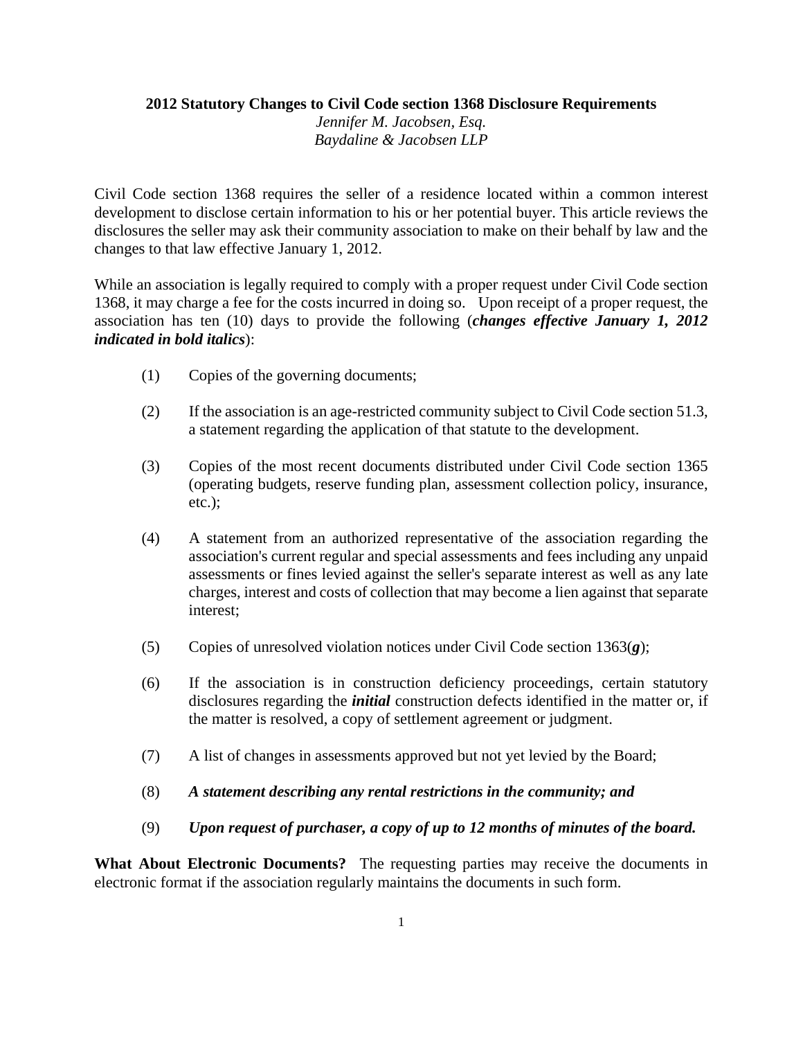**2012 Statutory Changes to Civil Code section 1368 Disclosure Requirements**

*Jennifer M. Jacobsen, Esq.*
*Baydaline & Jacobsen LLP*

Civil Code section 1368 requires the seller of a residence located within a common interest development to disclose certain information to his or her potential buyer. This article reviews the disclosures the seller may ask their community association to make on their behalf by law and the changes to that law effective January 1, 2012.

While an association is legally required to comply with a proper request under Civil Code section 1368, it may charge a fee for the costs incurred in doing so. Upon receipt of a proper request, the association has ten (10) days to provide the following (***changes effective January 1, 2012 indicated in bold italics***):

(1) Copies of the governing documents;

(2) If the association is an age-restricted community subject to Civil Code section 51.3, a statement regarding the application of that statute to the development.

(3) Copies of the most recent documents distributed under Civil Code section 1365 (operating budgets, reserve funding plan, assessment collection policy, insurance, etc.);

(4) A statement from an authorized representative of the association regarding the association's current regular and special assessments and fees including any unpaid assessments or fines levied against the seller's separate interest as well as any late charges, interest and costs of collection that may become a lien against that separate interest;

(5) Copies of unresolved violation notices under Civil Code section 1363(***g***);

(6) If the association is in construction deficiency proceedings, certain statutory disclosures regarding the ***initial*** construction defects identified in the matter or, if the matter is resolved, a copy of settlement agreement or judgment.

(7) A list of changes in assessments approved but not yet levied by the Board;

(8) ***A statement describing any rental restrictions in the community; and***

(9) ***Upon request of purchaser, a copy of up to 12 months of minutes of the board.***

**What About Electronic Documents?** The requesting parties may receive the documents in electronic format if the association regularly maintains the documents in such form.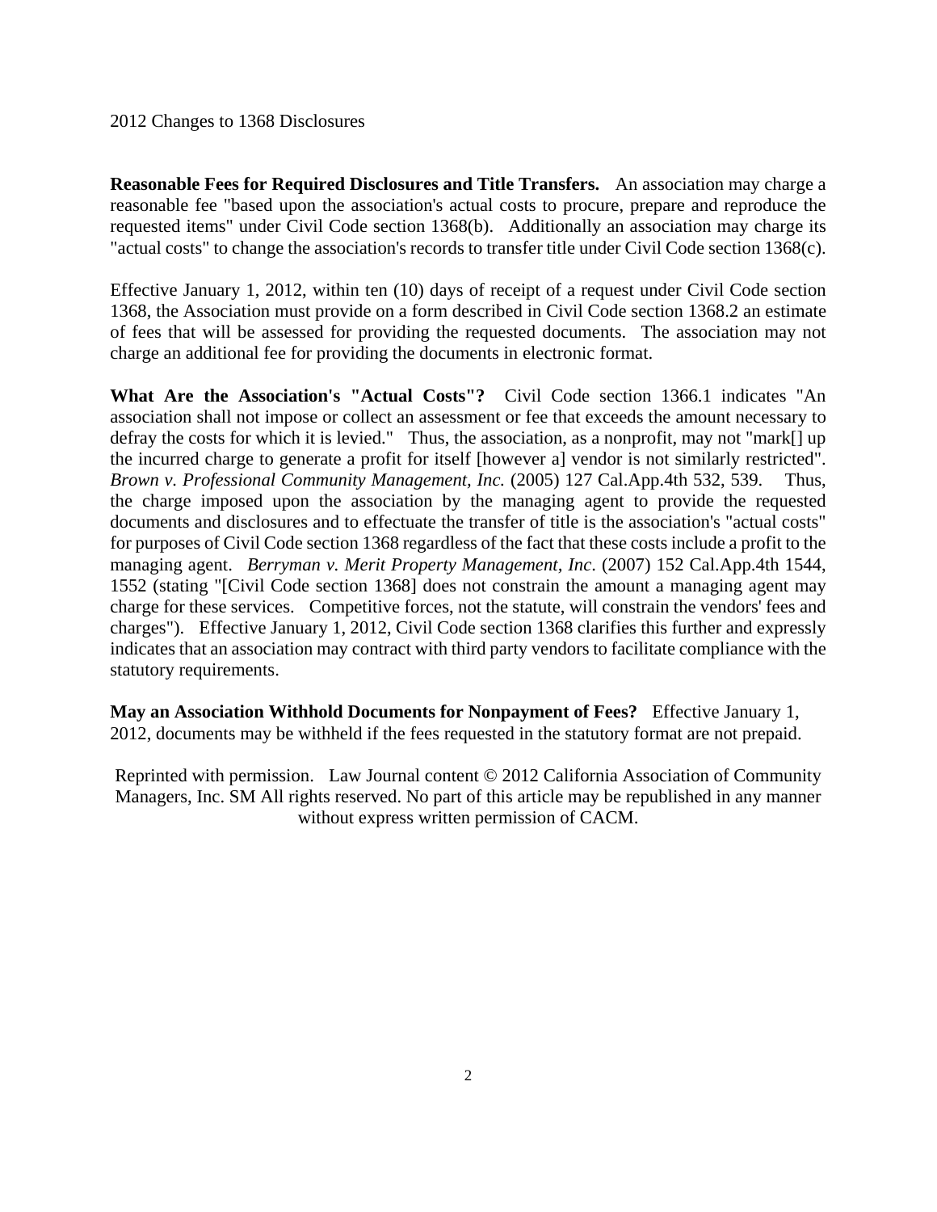**Reasonable Fees for Required Disclosures and Title Transfers.** An association may charge a reasonable fee "based upon the association's actual costs to procure, prepare and reproduce the requested items" under Civil Code section 1368(b). Additionally an association may charge its "actual costs" to change the association's records to transfer title under Civil Code section 1368(c).

Effective January 1, 2012, within ten (10) days of receipt of a request under Civil Code section 1368, the Association must provide on a form described in Civil Code section 1368.2 an estimate of fees that will be assessed for providing the requested documents. The association may not charge an additional fee for providing the documents in electronic format.

**What Are the Association's "Actual Costs"?** Civil Code section 1366.1 indicates "An association shall not impose or collect an assessment or fee that exceeds the amount necessary to defray the costs for which it is levied." Thus, the association, as a nonprofit, may not "mark[] up the incurred charge to generate a profit for itself [however a] vendor is not similarly restricted". *Brown v. Professional Community Management, Inc.* (2005) 127 Cal.App.4th 532, 539. Thus, the charge imposed upon the association by the managing agent to provide the requested documents and disclosures and to effectuate the transfer of title is the association's "actual costs" for purposes of Civil Code section 1368 regardless of the fact that these costs include a profit to the managing agent. *Berryman v. Merit Property Management, Inc*. (2007) 152 Cal.App.4th 1544, 1552 (stating "[Civil Code section 1368] does not constrain the amount a managing agent may charge for these services. Competitive forces, not the statute, will constrain the vendors' fees and charges"). Effective January 1, 2012, Civil Code section 1368 clarifies this further and expressly indicates that an association may contract with third party vendors to facilitate compliance with the statutory requirements.

**May an Association Withhold Documents for Nonpayment of Fees?** Effective January 1, 2012, documents may be withheld if the fees requested in the statutory format are not prepaid.

Reprinted with permission. Law Journal content © 2012 California Association of Community Managers, Inc. SM All rights reserved. No part of this article may be republished in any manner without express written permission of CACM.